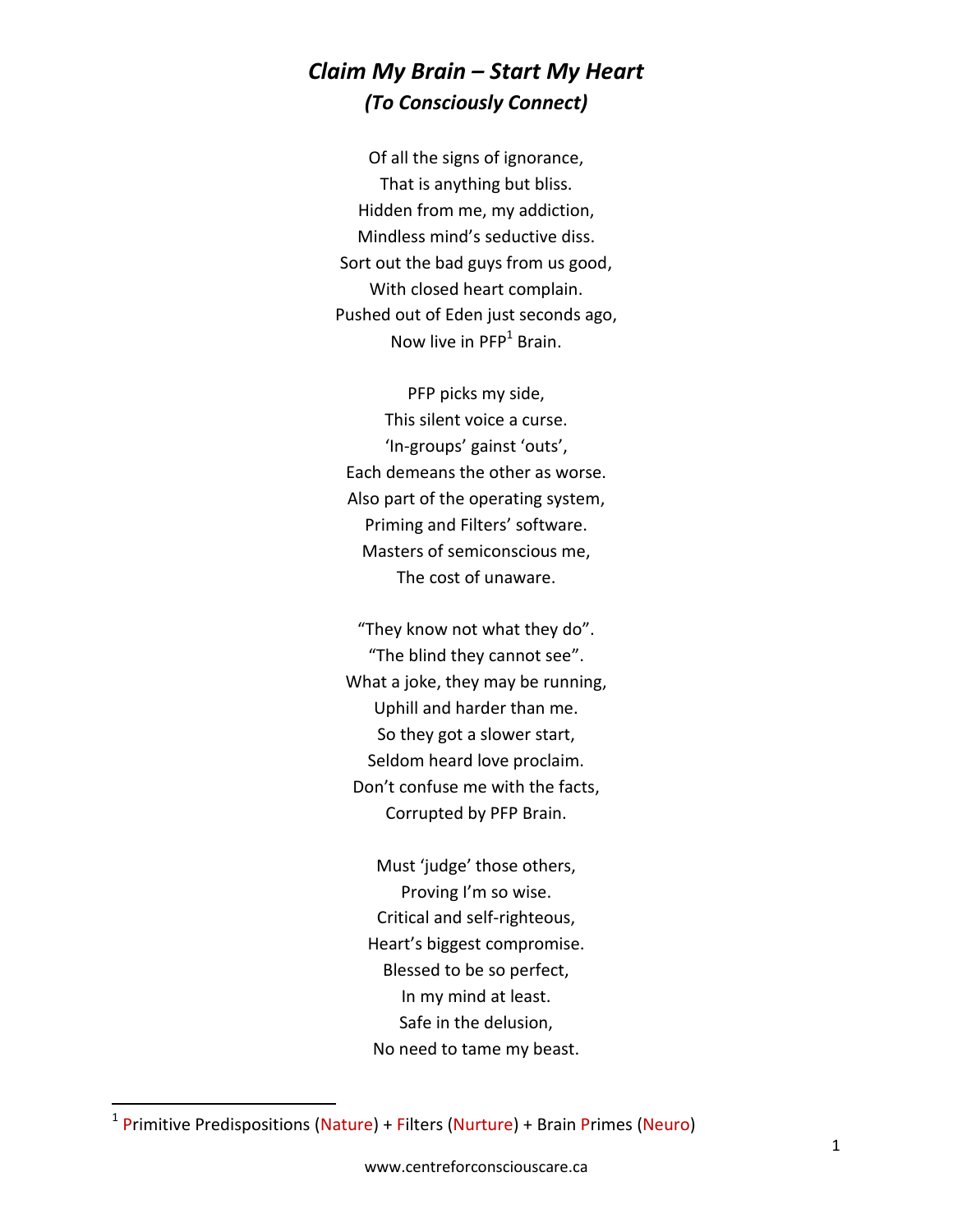# *Claim My Brain – Start My Heart*
## *(To Consciously Connect)*

Of all the signs of ignorance,
That is anything but bliss.
Hidden from me, my addiction,
Mindless mind's seductive diss.
Sort out the bad guys from us good,
With closed heart complain.
Pushed out of Eden just seconds ago,
Now live in PFP[1] Brain.

PFP picks my side,
This silent voice a curse.
'In-groups' gainst 'outs',
Each demeans the other as worse.
Also part of the operating system,
Priming and Filters' software.
Masters of semiconscious me,
The cost of unaware.

"They know not what they do".
"The blind they cannot see".
What a joke, they may be running,
Uphill and harder than me.
So they got a slower start,
Seldom heard love proclaim.
Don't confuse me with the facts,
Corrupted by PFP Brain.

Must 'judge' those others,
Proving I'm so wise.
Critical and self-righteous,
Heart's biggest compromise.
Blessed to be so perfect,
In my mind at least.
Safe in the delusion,
No need to tame my beast.

---

[1] Primitive Predispositions (Nature) + Filters (Nurture) + Brain Primes (Neuro)

www.centreforconsciouscare.ca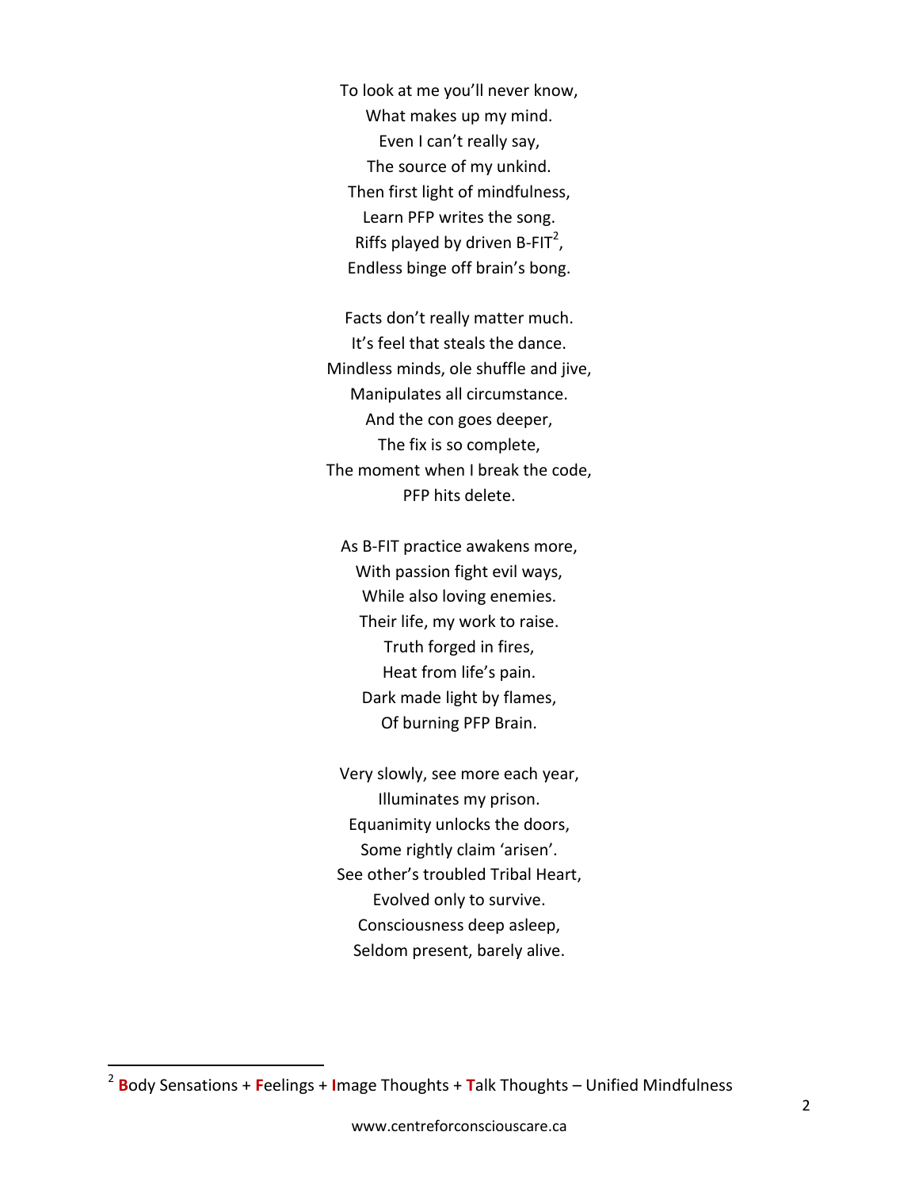To look at me you'll never know,  
What makes up my mind.  
Even I can't really say,  
The source of my unkind.  
Then first light of mindfulness,  
Learn PFP writes the song.  
Riffs played by driven B-FIT[2],  
Endless binge off brain's bong.

Facts don't really matter much.  
It's feel that steals the dance.  
Mindless minds, ole shuffle and jive,  
Manipulates all circumstance.  
And the con goes deeper,  
The fix is so complete,  
The moment when I break the code,  
PFP hits delete.

As B-FIT practice awakens more,  
With passion fight evil ways,  
While also loving enemies.  
Their life, my work to raise.  
Truth forged in fires,  
Heat from life's pain.  
Dark made light by flames,  
Of burning PFP Brain.

Very slowly, see more each year,  
Illuminates my prison.  
Equanimity unlocks the doors,  
Some rightly claim 'arisen'.  
See other's troubled Tribal Heart,  
Evolved only to survive.  
Consciousness deep asleep,  
Seldom present, barely alive.

---

[2] **B**ody Sensations + **F**eelings + **I**mage Thoughts + **T**alk Thoughts – Unified Mindfulness

www.centreforconsciouscare.ca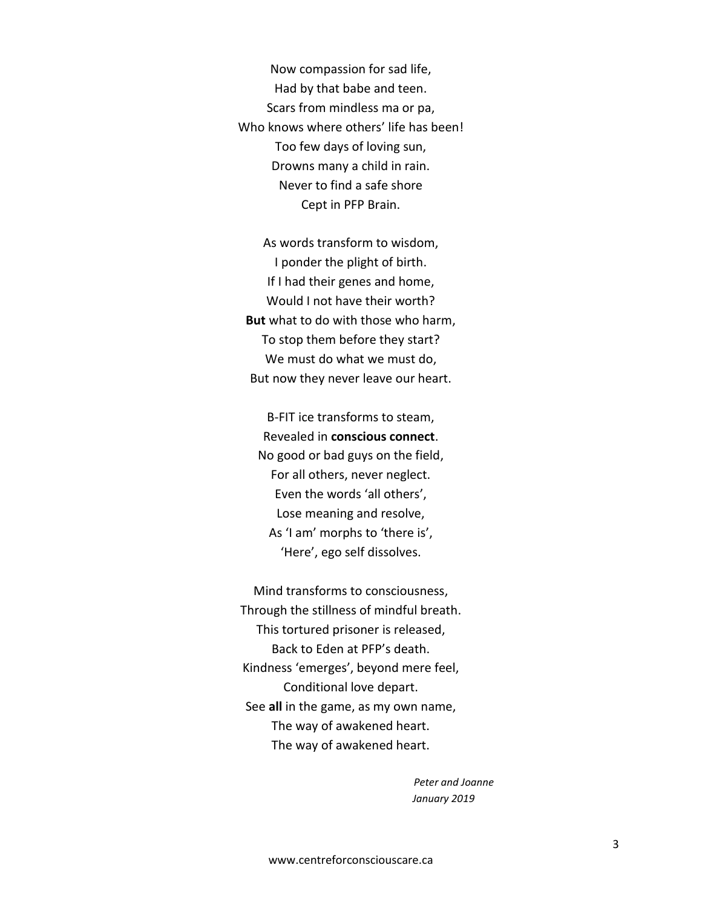Now compassion for sad life,
Had by that babe and teen.
Scars from mindless ma or pa,
Who knows where others' life has been!
Too few days of loving sun,
Drowns many a child in rain.
Never to find a safe shore
Cept in PFP Brain.

As words transform to wisdom,
I ponder the plight of birth.
If I had their genes and home,
Would I not have their worth?
**But** what to do with those who harm,
To stop them before they start?
We must do what we must do,
But now they never leave our heart.

B-FIT ice transforms to steam,
Revealed in **conscious connect**.
No good or bad guys on the field,
For all others, never neglect.
Even the words 'all others',
Lose meaning and resolve,
As 'I am' morphs to 'there is',
'Here', ego self dissolves.

Mind transforms to consciousness,
Through the stillness of mindful breath.
This tortured prisoner is released,
Back to Eden at PFP's death.
Kindness 'emerges', beyond mere feel,
Conditional love depart.
See **all** in the game, as my own name,
The way of awakened heart.
The way of awakened heart.

*Peter and Joanne*
*January 2019*

www.centreforconsciouscare.ca